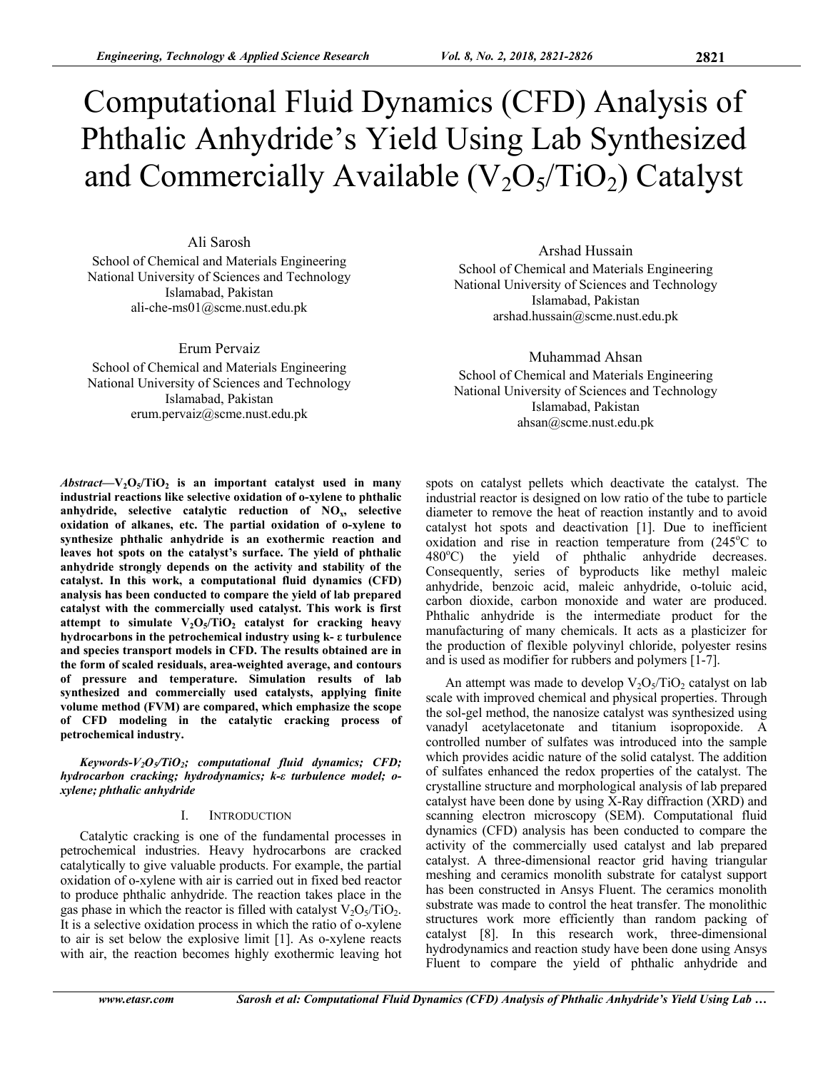# Computational Fluid Dynamics (CFD) Analysis of Phthalic Anhydride's Yield Using Lab Synthesized and Commercially Available ($V_2O_5/TiO_2$) Catalyst

Ali Sarosh
School of Chemical and Materials Engineering
National University of Sciences and Technology
Islamabad, Pakistan
ali-che-ms01@scme.nust.edu.pk

Arshad Hussain
School of Chemical and Materials Engineering
National University of Sciences and Technology
Islamabad, Pakistan
arshad.hussain@scme.nust.edu.pk

Erum Pervaiz
School of Chemical and Materials Engineering
National University of Sciences and Technology
Islamabad, Pakistan
erum.pervaiz@scme.nust.edu.pk

Muhammad Ahsan
School of Chemical and Materials Engineering
National University of Sciences and Technology
Islamabad, Pakistan
ahsan@scme.nust.edu.pk

***Abstract*—$V_2O_5/TiO_2$ is an important catalyst used in many industrial reactions like selective oxidation of o-xylene to phthalic anhydride, selective catalytic reduction of $NO_x$, selective oxidation of alkanes, etc. The partial oxidation of o-xylene to synthesize phthalic anhydride is an exothermic reaction and leaves hot spots on the catalyst's surface. The yield of phthalic anhydride strongly depends on the activity and stability of the catalyst. In this work, a computational fluid dynamics (CFD) analysis has been conducted to compare the yield of lab prepared catalyst with the commercially used catalyst. This work is first attempt to simulate $V_2O_5/TiO_2$ catalyst for cracking heavy hydrocarbons in the petrochemical industry using k- ε turbulence and species transport models in CFD. The results obtained are in the form of scaled residuals, area-weighted average, and contours of pressure and temperature. Simulation results of lab synthesized and commercially used catalysts, applying finite volume method (FVM) are compared, which emphasize the scope of CFD modeling in the catalytic cracking process of petrochemical industry.**

***Keywords*-$V_2O_5/TiO_2$; computational fluid dynamics; CFD; hydrocarbon cracking; hydrodynamics; k-ε turbulence model; o-xylene; phthalic anhydride**

## I. INTRODUCTION

Catalytic cracking is one of the fundamental processes in petrochemical industries. Heavy hydrocarbons are cracked catalytically to give valuable products. For example, the partial oxidation of o-xylene with air is carried out in fixed bed reactor to produce phthalic anhydride. The reaction takes place in the gas phase in which the reactor is filled with catalyst $V_2O_5/TiO_2$. It is a selective oxidation process in which the ratio of o-xylene to air is set below the explosive limit [1]. As o-xylene reacts with air, the reaction becomes highly exothermic leaving hot spots on catalyst pellets which deactivate the catalyst. The industrial reactor is designed on low ratio of the tube to particle diameter to remove the heat of reaction instantly and to avoid catalyst hot spots and deactivation [1]. Due to inefficient oxidation and rise in reaction temperature from ($245^oC$ to $480^oC$) the yield of phthalic anhydride decreases. Consequently, series of byproducts like methyl maleic anhydride, benzoic acid, maleic anhydride, o-toluic acid, carbon dioxide, carbon monoxide and water are produced. Phthalic anhydride is the intermediate product for the manufacturing of many chemicals. It acts as a plasticizer for the production of flexible polyvinyl chloride, polyester resins and is used as modifier for rubbers and polymers [1-7].

An attempt was made to develop $V_2O_5/TiO_2$ catalyst on lab scale with improved chemical and physical properties. Through the sol-gel method, the nanosize catalyst was synthesized using vanadyl acetylacetonate and titanium isopropoxide. A controlled number of sulfates was introduced into the sample which provides acidic nature of the solid catalyst. The addition of sulfates enhanced the redox properties of the catalyst. The crystalline structure and morphological analysis of lab prepared catalyst have been done by using X-Ray diffraction (XRD) and scanning electron microscopy (SEM). Computational fluid dynamics (CFD) analysis has been conducted to compare the activity of the commercially used catalyst and lab prepared catalyst. A three-dimensional reactor grid having triangular meshing and ceramics monolith substrate for catalyst support has been constructed in Ansys Fluent. The ceramics monolith substrate was made to control the heat transfer. The monolithic structures work more efficiently than random packing of catalyst [8]. In this research work, three-dimensional hydrodynamics and reaction study have been done using Ansys Fluent to compare the yield of phthalic anhydride and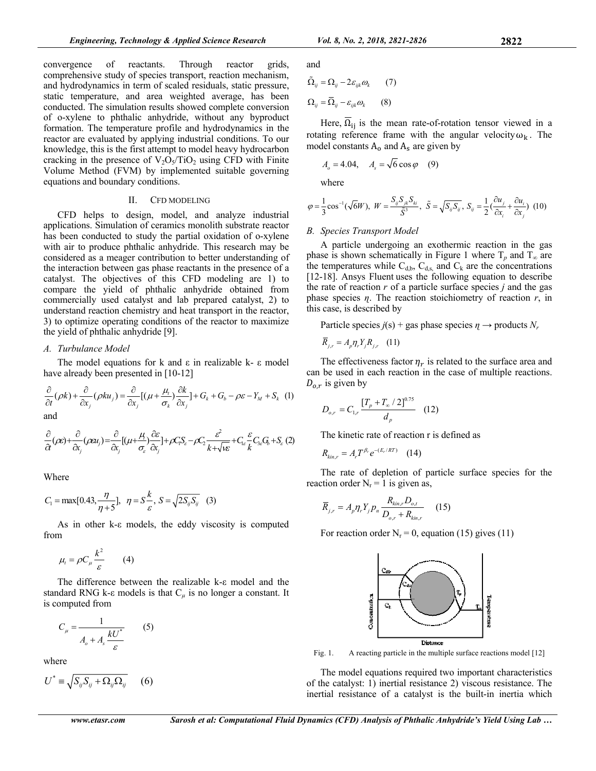convergence of reactants. Through reactor grids, comprehensive study of species transport, reaction mechanism, and hydrodynamics in term of scaled residuals, static pressure, static temperature, and area weighted average, has been conducted. The simulation results showed complete conversion of o-xylene to phthalic anhydride, without any byproduct formation. The temperature profile and hydrodynamics in the reactor are evaluated by applying industrial conditions. To our knowledge, this is the first attempt to model heavy hydrocarbon cracking in the presence of $V_2O_5/TiO_2$ using CFD with Finite Volume Method (FVM) by implemented suitable governing equations and boundary conditions.

## II. CFD MODELING

CFD helps to design, model, and analyze industrial applications. Simulation of ceramics monolith substrate reactor has been conducted to study the partial oxidation of o-xylene with air to produce phthalic anhydride. This research may be considered as a meager contribution to better understanding of the interaction between gas phase reactants in the presence of a catalyst. The objectives of this CFD modeling are 1) to compare the yield of phthalic anhydride obtained from commercially used catalyst and lab prepared catalyst, 2) to understand reaction chemistry and heat transport in the reactor, 3) to optimize operating conditions of the reactor to maximize the yield of phthalic anhydride [9].

### A. Turbulance Model

The model equations for k and ε in realizable k- ε model have already been presented in [10-12]

$$\frac{\partial}{\partial t}(\rho k)+\frac{\partial}{\partial x_j}(\rho k u_j)=\frac{\partial}{\partial x_j}\left[\left(\mu+\frac{\mu_t}{\sigma_k}\right)\frac{\partial k}{\partial x_j}\right]+G_k+G_b-\rho\varepsilon-Y_M+S_k \quad (1)$$

and

$$\frac{\partial}{\partial t}(\rho\varepsilon)+\frac{\partial}{\partial x_j}(\rho\varepsilon u_j)=\frac{\partial}{\partial x_j}\left[\left(\mu+\frac{\mu_t}{\sigma_\varepsilon}\right)\frac{\partial\varepsilon}{\partial x_j}\right]+\rho C_1 S_\varepsilon-\rho C_2\frac{\varepsilon^2}{k+\sqrt{\nu\varepsilon}}+C_{1\varepsilon}\frac{\varepsilon}{k}C_{3\varepsilon}G_b+S_\varepsilon \quad (2)$$

Where

$$C_1=\max\left[0.43,\frac{\eta}{\eta+5}\right],\ \eta=S\frac{k}{\varepsilon},\ S=\sqrt{2S_{ij}S_{ij}} \quad (3)$$

As in other k-ε models, the eddy viscosity is computed from

$$\mu_t=\rho C_\mu\frac{k^2}{\varepsilon} \quad (4)$$

The difference between the realizable k-ε model and the standard RNG k-ε models is that $C_\mu$ is no longer a constant. It is computed from

$$C_\mu=\frac{1}{A_o+A_s\frac{kU^*}{\varepsilon}} \quad (5)$$

where

$$U^*\equiv\sqrt{S_{ij}S_{ij}+\Omega_{ij}\Omega_{ij}} \quad (6)$$

and

$$\tilde{\Omega}_{ij}=\Omega_{ij}-2\varepsilon_{ijk}\omega_k \quad (7)$$

$$\Omega_{ij}=\bar{\Omega}_{ij}-\varepsilon_{ijk}\omega_k \quad (8)$$

Here, $\bar{\Omega}_{ij}$ is the mean rate-of-rotation tensor viewed in a rotating reference frame with the angular velocity $\omega_k$. The model constants $A_o$ and $A_s$ are given by

$$A_o=4.04,\quad A_s=\sqrt{6}\cos\varphi \quad (9)$$

where

$$\varphi=\frac{1}{3}\cos^{-1}(\sqrt{6}W),\ W=\frac{S_{ij}S_{jk}S_{ki}}{\tilde{S}^3},\ \tilde{S}=\sqrt{S_{ij}S_{ij}},\ S_{ij}=\frac{1}{2}\left(\frac{\partial u_j}{\partial x_i}+\frac{\partial u_i}{\partial x_j}\right) \quad (10)$$

### B. Species Transport Model

A particle undergoing an exothermic reaction in the gas phase is shown schematically in Figure 1 where $T_p$ and $T_\infty$ are the temperatures while $C_{d,b}$, $C_{d,s}$, and $C_k$ are the concentrations [12-18]. Ansys Fluent uses the following equation to describe the rate of reaction *r* of a particle surface species *j* and the gas phase species *η*. The reaction stoichiometry of reaction *r*, in this case, is described by

Particle species *j*(s) + gas phase species *η* → products $N_r$

$$\bar{R}_{j,r}=A_p\eta_r Y_j R_{j,r} \quad (11)$$

The effectiveness factor $\eta_r$ is related to the surface area and can be used in each reaction in the case of multiple reactions. $D_{o,r}$ is given by

$$D_{o,r}=C_{1,r}\frac{[T_p+T_\infty/2]^{0.75}}{d_p} \quad (12)$$

The kinetic rate of reaction r is defined as

$$R_{kin,r}=A_r T^{\beta_r}e^{-(E_r/RT)} \quad (14)$$

The rate of depletion of particle surface species for the reaction order $N_r = 1$ is given as,

$$\bar{R}_{j,r}=A_p\eta_r Y_j p_n\frac{R_{kin,r}D_{o,t}}{D_{o,r}+R_{kin,r}} \quad (15)$$

For reaction order $N_r = 0$, equation (15) gives (11)

Fig. 1. A reacting particle in the multiple surface reactions model [12]

The model equations required two important characteristics of the catalyst: 1) inertial resistance 2) viscous resistance. The inertial resistance of a catalyst is the built-in inertia which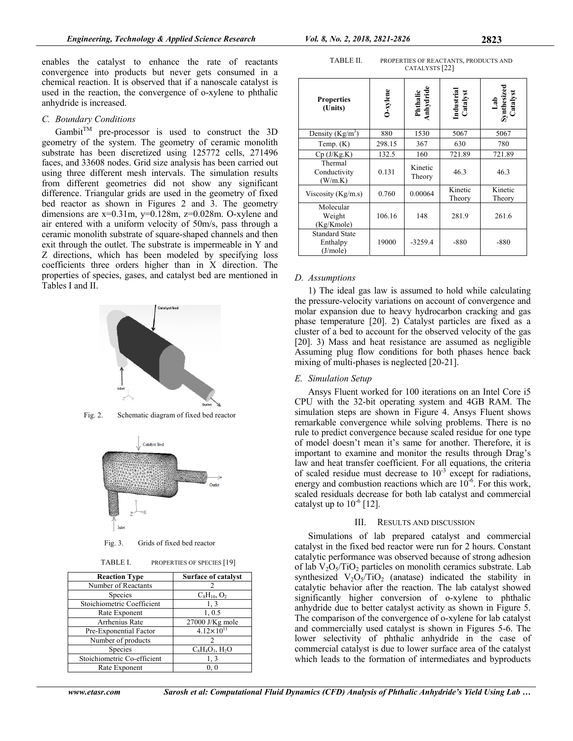enables the catalyst to enhance the rate of reactants convergence into products but never gets consumed in a chemical reaction. It is observed that if a nanoscale catalyst is used in the reaction, the convergence of o-xylene to phthalic anhydride is increased.

### C. Boundary Conditions

Gambit™ pre-processor is used to construct the 3D geometry of the system. The geometry of ceramic monolith substrate has been discretized using 125772 cells, 271496 faces, and 33608 nodes. Grid size analysis has been carried out using three different mesh intervals. The simulation results from different geometries did not show any significant difference. Triangular grids are used in the geometry of fixed bed reactor as shown in Figures 2 and 3. The geometry dimensions are x=0.31m, y=0.128m, z=0.028m. O-xylene and air entered with a uniform velocity of 50m/s, pass through a ceramic monolith substrate of square-shaped channels and then exit through the outlet. The substrate is impermeable in Y and Z directions, which has been modeled by specifying loss coefficients three orders higher than in X direction. The properties of species, gases, and catalyst bed are mentioned in Tables I and II.

Fig. 2. Schematic diagram of fixed bed reactor

Fig. 3. Grids of fixed bed reactor

TABLE I. PROPERTIES OF SPECIES [19]

| Reaction Type | Surface of catalyst |
|---|---|
| Number of Reactants | 2 |
| Species | $C_8H_{10}$, $O_2$ |
| Stoichiometric Coefficient | 1, 3 |
| Rate Exponent | 1, 0.5 |
| Arrhenius Rate | 27000 J/Kg mole |
| Pre-Exponential Factor | $4.12\times10^{11}$ |
| Number of products | 2 |
| Species | $C_8H_4O_3$, $H_2O$ |
| Stoichiometric Co-efficient | 1, 3 |
| Rate Exponent | 0, 0 |

TABLE II. PROPERTIES OF REACTANTS, PRODUCTS AND CATALYSTS [22]

| Properties (Units) | O-xylene | Phthalic Anhydride | Industrial Catalyst | Lab Synthesized Catalyst |
|---|---|---|---|---|
| Density ($Kg/m^3$) | 880 | 1530 | 5067 | 5067 |
| Temp. (K) | 298.15 | 367 | 630 | 780 |
| Cp (J/Kg.K) | 132.5 | 160 | 721.89 | 721.89 |
| Thermal Conductivity (W/m.K) | 0.131 | Kinetic Theory | 46.3 | 46.3 |
| Viscosity (Kg/m.s) | 0.760 | 0.00064 | Kinetic Theory | Kinetic Theory |
| Molecular Weight (Kg/Kmole) | 106.16 | 148 | 281.9 | 261.6 |
| Standard State Enthalpy (J/mole) | 19000 | -3259.4 | -880 | -880 |

### D. Assumptions

1) The ideal gas law is assumed to hold while calculating the pressure-velocity variations on account of convergence and molar expansion due to heavy hydrocarbon cracking and gas phase temperature [20]. 2) Catalyst particles are fixed as a cluster of a bed to account for the observed velocity of the gas [20]. 3) Mass and heat resistance are assumed as negligible Assuming plug flow conditions for both phases hence back mixing of multi-phases is neglected [20-21].

### E. Simulation Setup

Ansys Fluent worked for 100 iterations on an Intel Core i5 CPU with the 32-bit operating system and 4GB RAM. The simulation steps are shown in Figure 4. Ansys Fluent shows remarkable convergence while solving problems. There is no rule to predict convergence because scaled residue for one type of model doesn't mean it's same for another. Therefore, it is important to examine and monitor the results through Drag's law and heat transfer coefficient. For all equations, the criteria of scaled residue must decrease to $10^{-3}$ except for radiations, energy and combustion reactions which are $10^{-6}$. For this work, scaled residuals decrease for both lab catalyst and commercial catalyst up to $10^{-6}$ [12].

## III. RESULTS AND DISCUSSION

Simulations of lab prepared catalyst and commercial catalyst in the fixed bed reactor were run for 2 hours. Constant catalytic performance was observed because of strong adhesion of lab $V_2O_5/TiO_2$ particles on monolith ceramics substrate. Lab synthesized $V_2O_5/TiO_2$ (anatase) indicated the stability in catalytic behavior after the reaction. The lab catalyst showed significantly higher conversion of o-xylene to phthalic anhydride due to better catalyst activity as shown in Figure 5. The comparison of the convergence of o-xylene for lab catalyst and commercially used catalyst is shown in Figures 5-6. The lower selectivity of phthalic anhydride in the case of commercial catalyst is due to lower surface area of the catalyst which leads to the formation of intermediates and byproducts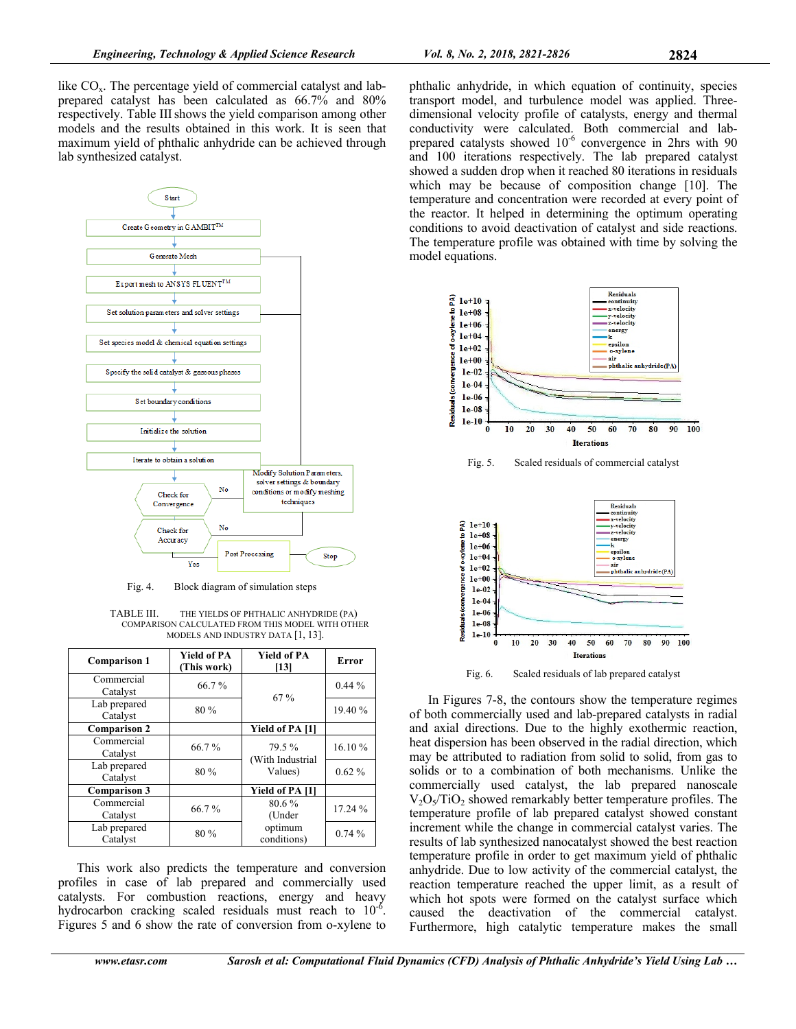like $CO_x$. The percentage yield of commercial catalyst and lab-prepared catalyst has been calculated as 66.7% and 80% respectively. Table III shows the yield comparison among other models and the results obtained in this work. It is seen that maximum yield of phthalic anhydride can be achieved through lab synthesized catalyst.

Fig. 4. Block diagram of simulation steps

TABLE III. THE YIELDS OF PHTHALIC ANHYDRIDE (PA) COMPARISON CALCULATED FROM THIS MODEL WITH OTHER MODELS AND INDUSTRY DATA [1, 13].

| Comparison 1 | Yield of PA (This work) | Yield of PA [13] | Error |
|---|---|---|---|
| Commercial Catalyst | 66.7 % | 67 % | 0.44 % |
| Lab prepared Catalyst | 80 % | | 19.40 % |
| **Comparison 2** | | **Yield of PA [1]** | |
| Commercial Catalyst | 66.7 % | 79.5 % (With Industrial Values) | 16.10 % |
| Lab prepared Catalyst | 80 % | | 0.62 % |
| **Comparison 3** | | **Yield of PA [1]** | |
| Commercial Catalyst | 66.7 % | 80.6 % (Under optimum conditions) | 17.24 % |
| Lab prepared Catalyst | 80 % | | 0.74 % |

This work also predicts the temperature and conversion profiles in case of lab prepared and commercially used catalysts. For combustion reactions, energy and heavy hydrocarbon cracking scaled residuals must reach to $10^{-6}$. Figures 5 and 6 show the rate of conversion from o-xylene to phthalic anhydride, in which equation of continuity, species transport model, and turbulence model was applied. Three-dimensional velocity profile of catalysts, energy and thermal conductivity were calculated. Both commercial and lab-prepared catalysts showed $10^{-6}$ convergence in 2hrs with 90 and 100 iterations respectively. The lab prepared catalyst showed a sudden drop when it reached 80 iterations in residuals which may be because of composition change [10]. The temperature and concentration were recorded at every point of the reactor. It helped in determining the optimum operating conditions to avoid deactivation of catalyst and side reactions. The temperature profile was obtained with time by solving the model equations.

Fig. 5. Scaled residuals of commercial catalyst

Fig. 6. Scaled residuals of lab prepared catalyst

In Figures 7-8, the contours show the temperature regimes of both commercially used and lab-prepared catalysts in radial and axial directions. Due to the highly exothermic reaction, heat dispersion has been observed in the radial direction, which may be attributed to radiation from solid to solid, from gas to solids or to a combination of both mechanisms. Unlike the commercially used catalyst, the lab prepared nanoscale $V_2O_5/TiO_2$ showed remarkably better temperature profiles. The temperature profile of lab prepared catalyst showed constant increment while the change in commercial catalyst varies. The results of lab synthesized nanocatalyst showed the best reaction temperature profile in order to get maximum yield of phthalic anhydride. Due to low activity of the commercial catalyst, the reaction temperature reached the upper limit, as a result of which hot spots were formed on the catalyst surface which caused the deactivation of the commercial catalyst. Furthermore, high catalytic temperature makes the small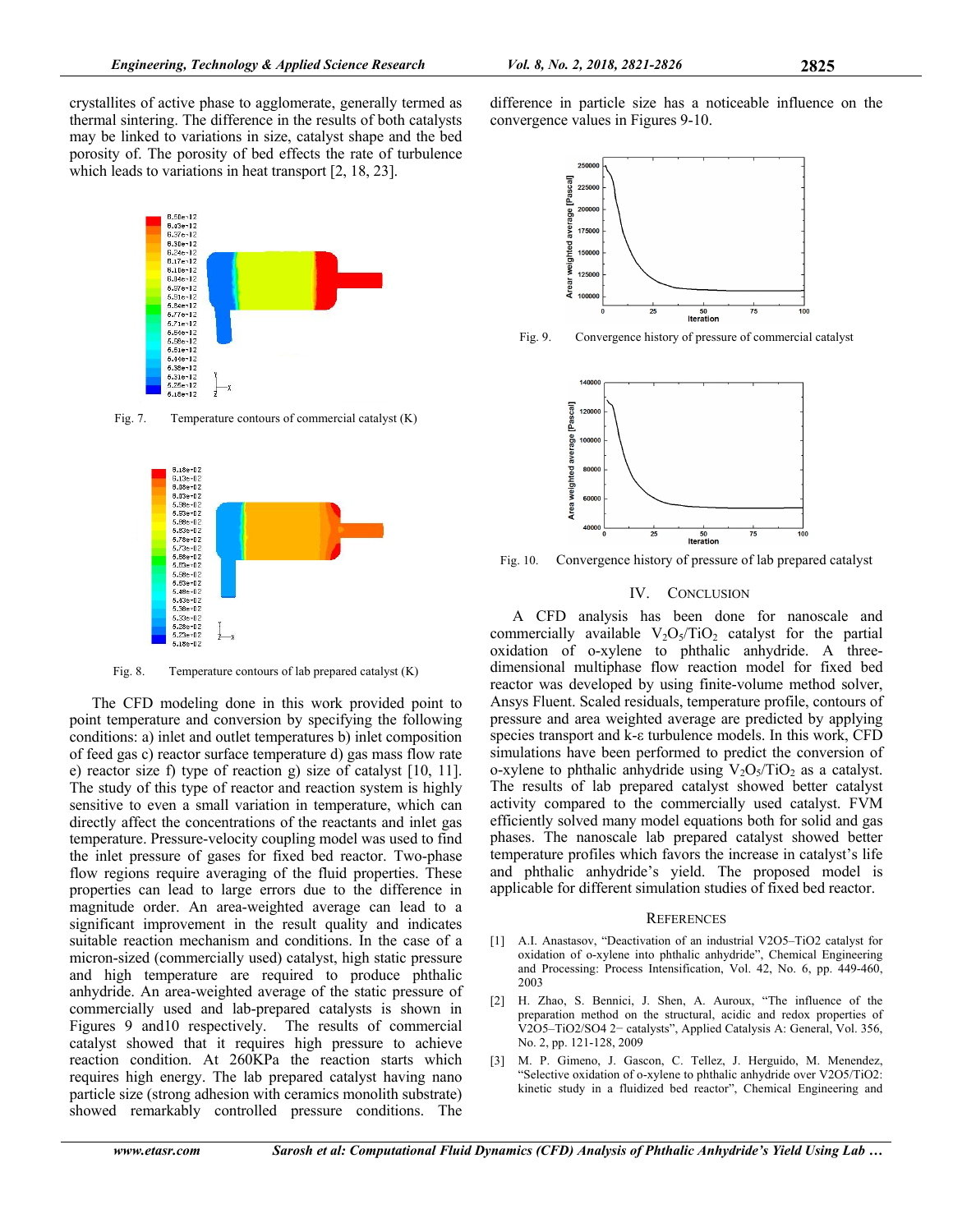crystallites of active phase to agglomerate, generally termed as thermal sintering. The difference in the results of both catalysts may be linked to variations in size, catalyst shape and the bed porosity of. The porosity of bed effects the rate of turbulence which leads to variations in heat transport [2, 18, 23].

Fig. 7. Temperature contours of commercial catalyst (K)

Fig. 8. Temperature contours of lab prepared catalyst (K)

The CFD modeling done in this work provided point to point temperature and conversion by specifying the following conditions: a) inlet and outlet temperatures b) inlet composition of feed gas c) reactor surface temperature d) gas mass flow rate e) reactor size f) type of reaction g) size of catalyst [10, 11]. The study of this type of reactor and reaction system is highly sensitive to even a small variation in temperature, which can directly affect the concentrations of the reactants and inlet gas temperature. Pressure-velocity coupling model was used to find the inlet pressure of gases for fixed bed reactor. Two-phase flow regions require averaging of the fluid properties. These properties can lead to large errors due to the difference in magnitude order. An area-weighted average can lead to a significant improvement in the result quality and indicates suitable reaction mechanism and conditions. In the case of a micron-sized (commercially used) catalyst, high static pressure and high temperature are required to produce phthalic anhydride. An area-weighted average of the static pressure of commercially used and lab-prepared catalysts is shown in Figures 9 and10 respectively. The results of commercial catalyst showed that it requires high pressure to achieve reaction condition. At 260KPa the reaction starts which requires high energy. The lab prepared catalyst having nano particle size (strong adhesion with ceramics monolith substrate) showed remarkably controlled pressure conditions. The difference in particle size has a noticeable influence on the convergence values in Figures 9-10.

Fig. 9. Convergence history of pressure of commercial catalyst

Fig. 10. Convergence history of pressure of lab prepared catalyst

## IV. Conclusion

A CFD analysis has done for nanoscale and commercially available $V_2O_5/TiO_2$ catalyst for the partial oxidation of o-xylene to phthalic anhydride. A three-dimensional multiphase flow reaction model for fixed bed reactor was developed by using finite-volume method solver, Ansys Fluent. Scaled residuals, temperature profile, contours of pressure and area weighted average are predicted by applying species transport and k-ε turbulence models. In this work, CFD simulations have been performed to predict the conversion of o-xylene to phthalic anhydride using $V_2O_5/TiO_2$ as a catalyst. The results of lab prepared catalyst showed better catalyst activity compared to the commercially used catalyst. FVM efficiently solved many model equations both for solid and gas phases. The nanoscale lab prepared catalyst showed better temperature profiles which favors the increase in catalyst's life and phthalic anhydride's yield. The proposed model is applicable for different simulation studies of fixed bed reactor.

## References

[1] A.I. Anastasov, "Deactivation of an industrial V2O5–TiO2 catalyst for oxidation of o-xylene into phthalic anhydride", Chemical Engineering and Processing: Process Intensification, Vol. 42, No. 6, pp. 449-460, 2003

[2] H. Zhao, S. Bennici, J. Shen, A. Auroux, "The influence of the preparation method on the structural, acidic and redox properties of V2O5–TiO2/SO4 2− catalysts", Applied Catalysis A: General, Vol. 356, No. 2, pp. 121-128, 2009

[3] M. P. Gimeno, J. Gascon, C. Tellez, J. Herguido, M. Menendez, "Selective oxidation of o-xylene to phthalic anhydride over V2O5/TiO2: kinetic study in a fluidized bed reactor", Chemical Engineering and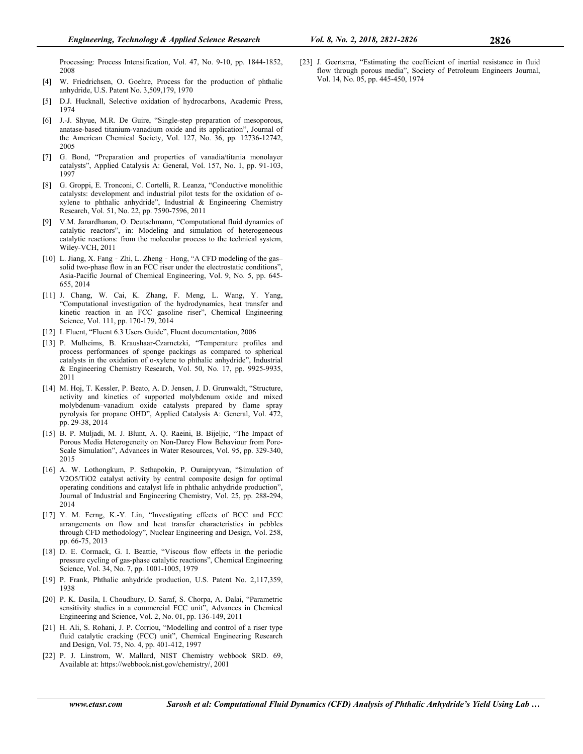Processing: Process Intensification, Vol. 47, No. 9-10, pp. 1844-1852, 2008

[4] W. Friedrichsen, O. Goehre, Process for the production of phthalic anhydride, U.S. Patent No. 3,509,179, 1970

[5] D.J. Hucknall, Selective oxidation of hydrocarbons, Academic Press, 1974

[6] J.-J. Shyue, M.R. De Guire, "Single-step preparation of mesoporous, anatase-based titanium-vanadium oxide and its application", Journal of the American Chemical Society, Vol. 127, No. 36, pp. 12736-12742, 2005

[7] G. Bond, "Preparation and properties of vanadia/titania monolayer catalysts", Applied Catalysis A: General, Vol. 157, No. 1, pp. 91-103, 1997

[8] G. Groppi, E. Tronconi, C. Cortelli, R. Leanza, "Conductive monolithic catalysts: development and industrial pilot tests for the oxidation of o-xylene to phthalic anhydride", Industrial & Engineering Chemistry Research, Vol. 51, No. 22, pp. 7590-7596, 2011

[9] V.M. Janardhanan, O. Deutschmann, "Computational fluid dynamics of catalytic reactors", in: Modeling and simulation of heterogeneous catalytic reactions: from the molecular process to the technical system, Wiley-VCH, 2011

[10] L. Jiang, X. Fang‐Zhi, L. Zheng‐Hong, "A CFD modeling of the gas–solid two-phase flow in an FCC riser under the electrostatic conditions", Asia-Pacific Journal of Chemical Engineering, Vol. 9, No. 5, pp. 645-655, 2014

[11] J. Chang, W. Cai, K. Zhang, F. Meng, L. Wang, Y. Yang, "Computational investigation of the hydrodynamics, heat transfer and kinetic reaction in an FCC gasoline riser", Chemical Engineering Science, Vol. 111, pp. 170-179, 2014

[12] I. Fluent, "Fluent 6.3 Users Guide", Fluent documentation, 2006

[13] P. Mulheims, B. Kraushaar-Czarnetzki, "Temperature profiles and process performances of sponge packings as compared to spherical catalysts in the oxidation of o-xylene to phthalic anhydride", Industrial & Engineering Chemistry Research, Vol. 50, No. 17, pp. 9925-9935, 2011

[14] M. Hoj, T. Kessler, P. Beato, A. D. Jensen, J. D. Grunwaldt, "Structure, activity and kinetics of supported molybdenum oxide and mixed molybdenum–vanadium oxide catalysts prepared by flame spray pyrolysis for propane OHD", Applied Catalysis A: General, Vol. 472, pp. 29-38, 2014

[15] B. P. Muljadi, M. J. Blunt, A. Q. Raeini, B. Bijeljic, "The Impact of Porous Media Heterogeneity on Non-Darcy Flow Behaviour from Pore-Scale Simulation", Advances in Water Resources, Vol. 95, pp. 329-340, 2015

[16] A. W. Lothongkum, P. Sethapokin, P. Ouraipryvan, "Simulation of V2O5/TiO2 catalyst activity by central composite design for optimal operating conditions and catalyst life in phthalic anhydride production", Journal of Industrial and Engineering Chemistry, Vol. 25, pp. 288-294, 2014

[17] Y. M. Ferng, K.-Y. Lin, "Investigating effects of BCC and FCC arrangements on flow and heat transfer characteristics in pebbles through CFD methodology", Nuclear Engineering and Design, Vol. 258, pp. 66-75, 2013

[18] D. E. Cormack, G. I. Beattie, "Viscous flow effects in the periodic pressure cycling of gas-phase catalytic reactions", Chemical Engineering Science, Vol. 34, No. 7, pp. 1001-1005, 1979

[19] P. Frank, Phthalic anhydride production, U.S. Patent No. 2,117,359, 1938

[20] P. K. Dasila, I. Choudhury, D. Saraf, S. Chorpa, A. Dalai, "Parametric sensitivity studies in a commercial FCC unit", Advances in Chemical Engineering and Science, Vol. 2, No. 01, pp. 136-149, 2011

[21] H. Ali, S. Rohani, J. P. Corriou, "Modelling and control of a riser type fluid catalytic cracking (FCC) unit", Chemical Engineering Research and Design, Vol. 75, No. 4, pp. 401-412, 1997

[22] P. J. Linstrom, W. Mallard, NIST Chemistry webbook SRD. 69, Available at: https://webbook.nist.gov/chemistry/, 2001

[23] J. Geertsma, "Estimating the coefficient of inertial resistance in fluid flow through porous media", Society of Petroleum Engineers Journal, Vol. 14, No. 05, pp. 445-450, 1974